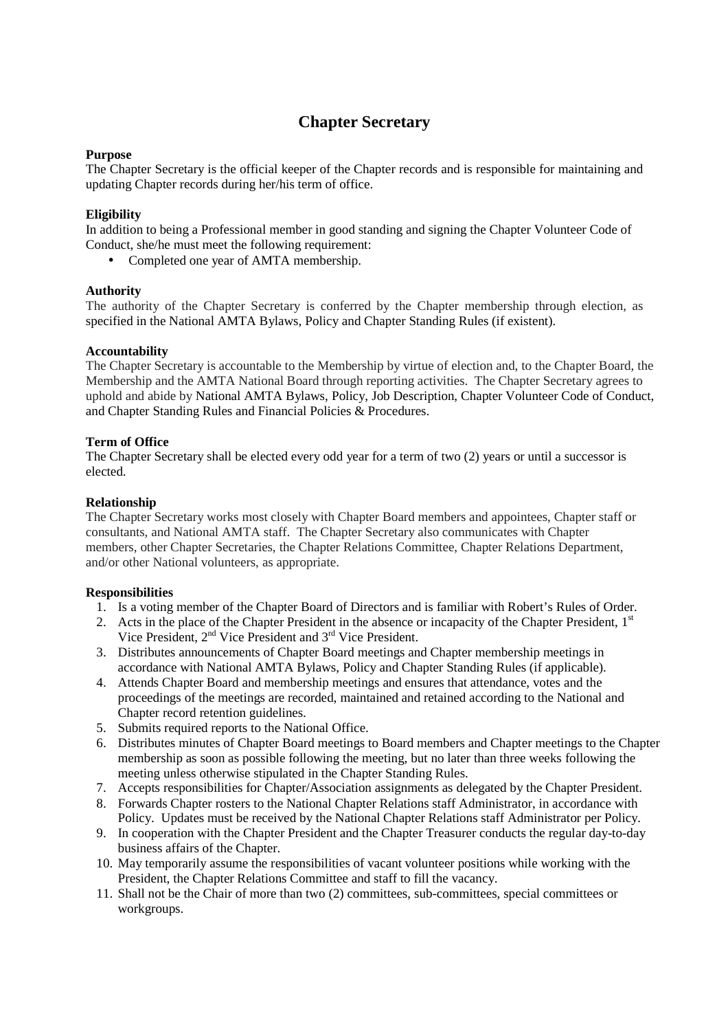# Chapter Secretary

**Purpose**
The Chapter Secretary is the official keeper of the Chapter records and is responsible for maintaining and updating Chapter records during her/his term of office.

**Eligibility**
In addition to being a Professional member in good standing and signing the Chapter Volunteer Code of Conduct, she/he must meet the following requirement:

- Completed one year of AMTA membership.

**Authority**
The authority of the Chapter Secretary is conferred by the Chapter membership through election, as specified in the National AMTA Bylaws, Policy and Chapter Standing Rules (if existent).

**Accountability**
The Chapter Secretary is accountable to the Membership by virtue of election and, to the Chapter Board, the Membership and the AMTA National Board through reporting activities. The Chapter Secretary agrees to uphold and abide by National AMTA Bylaws, Policy, Job Description, Chapter Volunteer Code of Conduct, and Chapter Standing Rules and Financial Policies & Procedures.

**Term of Office**
The Chapter Secretary shall be elected every odd year for a term of two (2) years or until a successor is elected.

**Relationship**
The Chapter Secretary works most closely with Chapter Board members and appointees, Chapter staff or consultants, and National AMTA staff. The Chapter Secretary also communicates with Chapter members, other Chapter Secretaries, the Chapter Relations Committee, Chapter Relations Department, and/or other National volunteers, as appropriate.

**Responsibilities**

1. Is a voting member of the Chapter Board of Directors and is familiar with Robert's Rules of Order.
2. Acts in the place of the Chapter President in the absence or incapacity of the Chapter President, 1st Vice President, 2nd Vice President and 3rd Vice President.
3. Distributes announcements of Chapter Board meetings and Chapter membership meetings in accordance with National AMTA Bylaws, Policy and Chapter Standing Rules (if applicable).
4. Attends Chapter Board and membership meetings and ensures that attendance, votes and the proceedings of the meetings are recorded, maintained and retained according to the National and Chapter record retention guidelines.
5. Submits required reports to the National Office.
6. Distributes minutes of Chapter Board meetings to Board members and Chapter meetings to the Chapter membership as soon as possible following the meeting, but no later than three weeks following the meeting unless otherwise stipulated in the Chapter Standing Rules.
7. Accepts responsibilities for Chapter/Association assignments as delegated by the Chapter President.
8. Forwards Chapter rosters to the National Chapter Relations staff Administrator, in accordance with Policy. Updates must be received by the National Chapter Relations staff Administrator per Policy.
9. In cooperation with the Chapter President and the Chapter Treasurer conducts the regular day-to-day business affairs of the Chapter.
10. May temporarily assume the responsibilities of vacant volunteer positions while working with the President, the Chapter Relations Committee and staff to fill the vacancy.
11. Shall not be the Chair of more than two (2) committees, sub-committees, special committees or workgroups.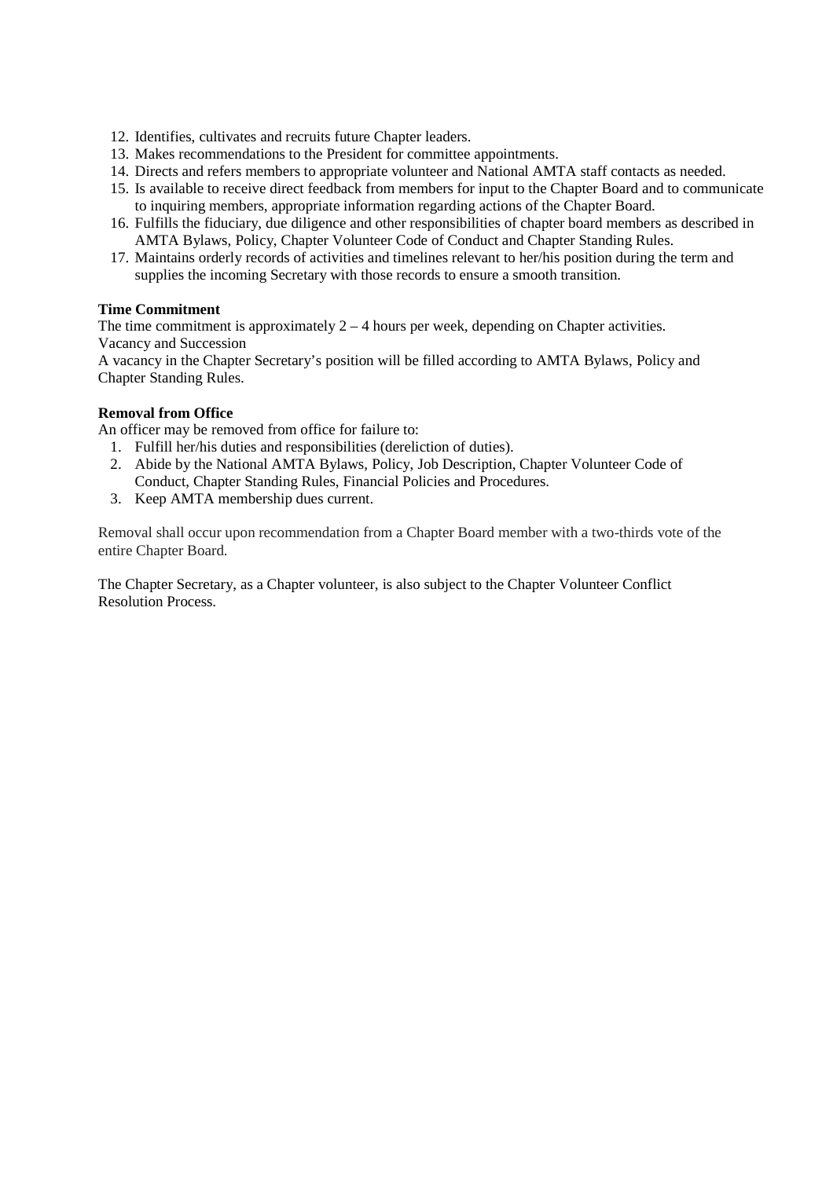12. Identifies, cultivates and recruits future Chapter leaders.
13. Makes recommendations to the President for committee appointments.
14. Directs and refers members to appropriate volunteer and National AMTA staff contacts as needed.
15. Is available to receive direct feedback from members for input to the Chapter Board and to communicate to inquiring members, appropriate information regarding actions of the Chapter Board.
16. Fulfills the fiduciary, due diligence and other responsibilities of chapter board members as described in AMTA Bylaws, Policy, Chapter Volunteer Code of Conduct and Chapter Standing Rules.
17. Maintains orderly records of activities and timelines relevant to her/his position during the term and supplies the incoming Secretary with those records to ensure a smooth transition.

**Time Commitment**

The time commitment is approximately 2 – 4 hours per week, depending on Chapter activities.

Vacancy and Succession

A vacancy in the Chapter Secretary's position will be filled according to AMTA Bylaws, Policy and Chapter Standing Rules.

**Removal from Office**

An officer may be removed from office for failure to:

1. Fulfill her/his duties and responsibilities (dereliction of duties).
2. Abide by the National AMTA Bylaws, Policy, Job Description, Chapter Volunteer Code of Conduct, Chapter Standing Rules, Financial Policies and Procedures.
3. Keep AMTA membership dues current.

Removal shall occur upon recommendation from a Chapter Board member with a two-thirds vote of the entire Chapter Board.

The Chapter Secretary, as a Chapter volunteer, is also subject to the Chapter Volunteer Conflict Resolution Process.